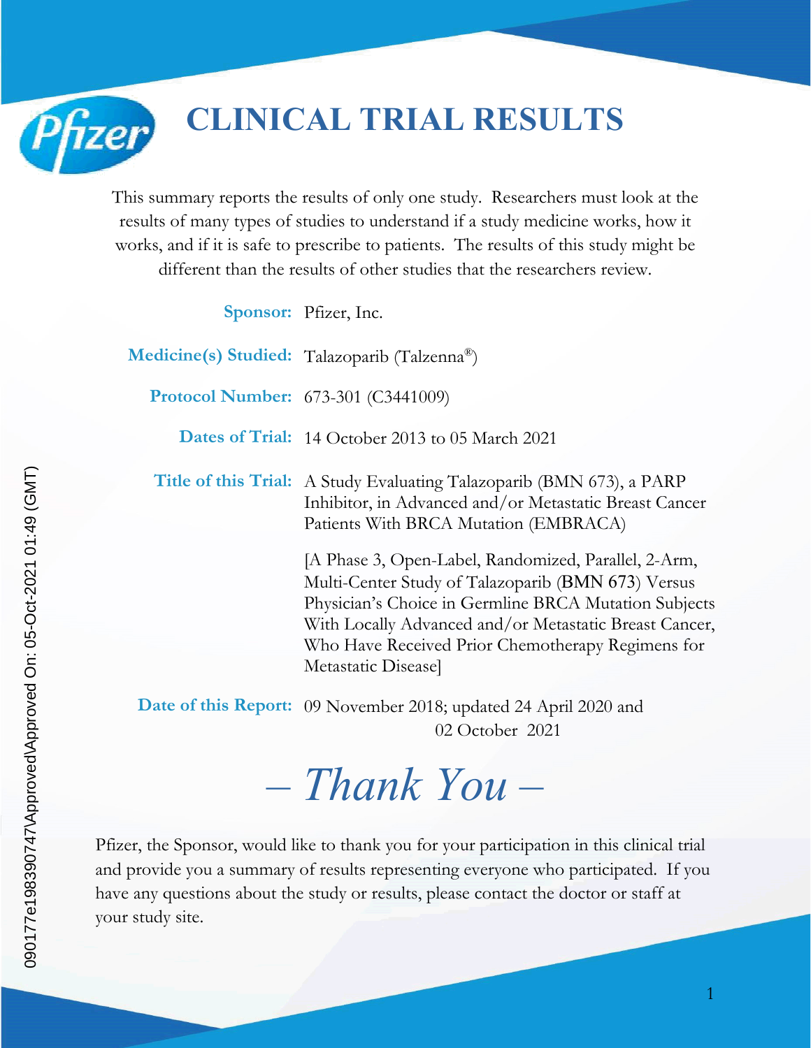# CLINICAL TRIAL RESULTS

This summary reports the results of only one study. Researchers must look at the results of many types of studies to understand if a study medicine works, how it works, and if it is safe to prescribe to patients. The results of this study might be different than the results of other studies that the researchers review.

**Sponsor:** Pfizer, Inc.

**Medicine(s) Studied:** Talazoparib (Talzenna®)

**Protocol Number:** 673-301 (C3441009)

**Dates of Trial:** 14 October 2013 to 05 March 2021

**Title of this Trial:** A Study Evaluating Talazoparib (BMN 673), a PARP Inhibitor, in Advanced and/or Metastatic Breast Cancer Patients With BRCA Mutation (EMBRACA)

[A Phase 3, Open-Label, Randomized, Parallel, 2-Arm, Multi-Center Study of Talazoparib (BMN 673) Versus Physician's Choice in Germline BRCA Mutation Subjects With Locally Advanced and/or Metastatic Breast Cancer, Who Have Received Prior Chemotherapy Regimens for Metastatic Disease]

**Date of this Report:** 09 November 2018; updated 24 April 2020 and 02 October 2021

## *– Thank You –*

Pfizer, the Sponsor, would like to thank you for your participation in this clinical trial and provide you a summary of results representing everyone who participated. If you have any questions about the study or results, please contact the doctor or staff at your study site.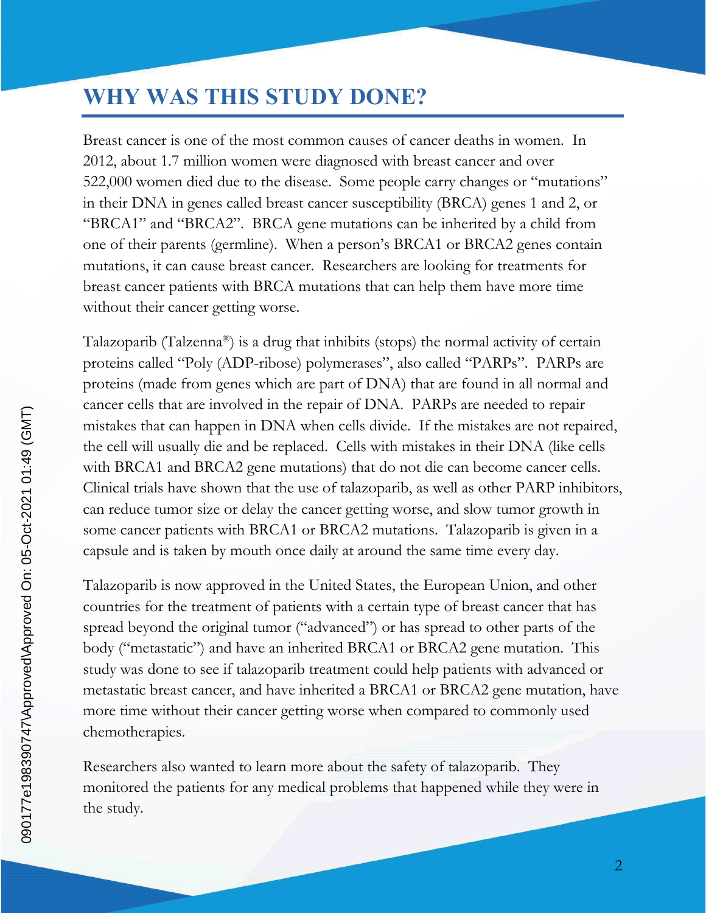# WHY WAS THIS STUDY DONE?

Breast cancer is one of the most common causes of cancer deaths in women. In 2012, about 1.7 million women were diagnosed with breast cancer and over 522,000 women died due to the disease. Some people carry changes or "mutations" in their DNA in genes called breast cancer susceptibility (BRCA) genes 1 and 2, or "BRCA1" and "BRCA2". BRCA gene mutations can be inherited by a child from one of their parents (germline). When a person's BRCA1 or BRCA2 genes contain mutations, it can cause breast cancer. Researchers are looking for treatments for breast cancer patients with BRCA mutations that can help them have more time without their cancer getting worse.

Talazoparib (Talzenna®) is a drug that inhibits (stops) the normal activity of certain proteins called "Poly (ADP-ribose) polymerases", also called "PARPs". PARPs are proteins (made from genes which are part of DNA) that are found in all normal and cancer cells that are involved in the repair of DNA. PARPs are needed to repair mistakes that can happen in DNA when cells divide. If the mistakes are not repaired, the cell will usually die and be replaced. Cells with mistakes in their DNA (like cells with BRCA1 and BRCA2 gene mutations) that do not die can become cancer cells. Clinical trials have shown that the use of talazoparib, as well as other PARP inhibitors, can reduce tumor size or delay the cancer getting worse, and slow tumor growth in some cancer patients with BRCA1 or BRCA2 mutations. Talazoparib is given in a capsule and is taken by mouth once daily at around the same time every day.

Talazoparib is now approved in the United States, the European Union, and other countries for the treatment of patients with a certain type of breast cancer that has spread beyond the original tumor ("advanced") or has spread to other parts of the body ("metastatic") and have an inherited BRCA1 or BRCA2 gene mutation. This study was done to see if talazoparib treatment could help patients with advanced or metastatic breast cancer, and have inherited a BRCA1 or BRCA2 gene mutation, have more time without their cancer getting worse when compared to commonly used chemotherapies.

Researchers also wanted to learn more about the safety of talazoparib. They monitored the patients for any medical problems that happened while they were in the study.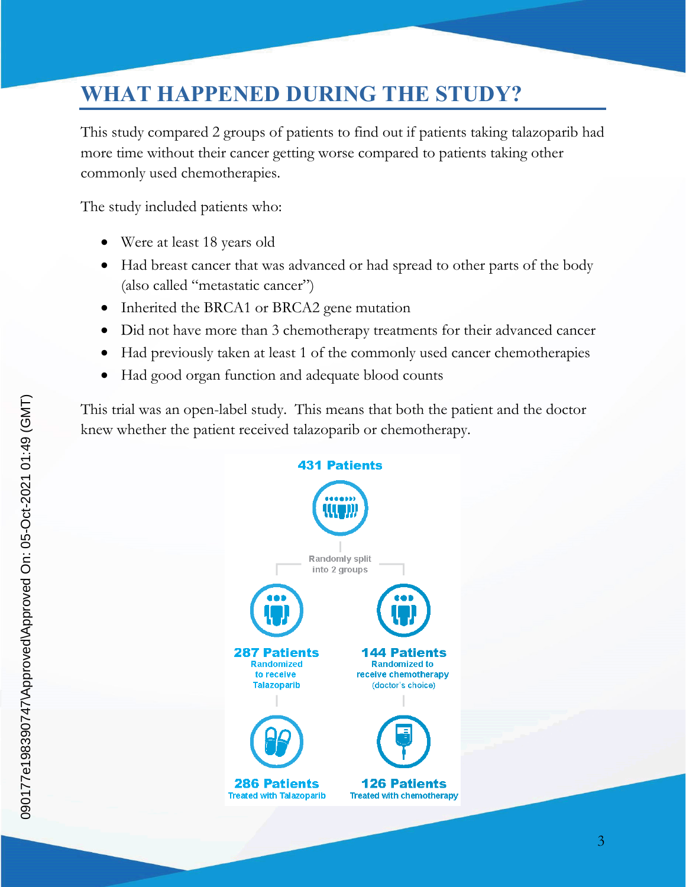# WHAT HAPPENED DURING THE STUDY?

This study compared 2 groups of patients to find out if patients taking talazoparib had more time without their cancer getting worse compared to patients taking other commonly used chemotherapies.

The study included patients who:

- Were at least 18 years old
- Had breast cancer that was advanced or had spread to other parts of the body (also called "metastatic cancer")
- Inherited the BRCA1 or BRCA2 gene mutation
- Did not have more than 3 chemotherapy treatments for their advanced cancer
- Had previously taken at least 1 of the commonly used cancer chemotherapies
- Had good organ function and adequate blood counts

This trial was an open-label study. This means that both the patient and the doctor knew whether the patient received talazoparib or chemotherapy.

**431 Patients**

Randomly split into 2 groups

**287 Patients**
Randomized to receive Talazoparib

**144 Patients**
Randomized to receive chemotherapy (doctor's choice)

**286 Patients**
Treated with Talazoparib

**126 Patients**
Treated with chemotherapy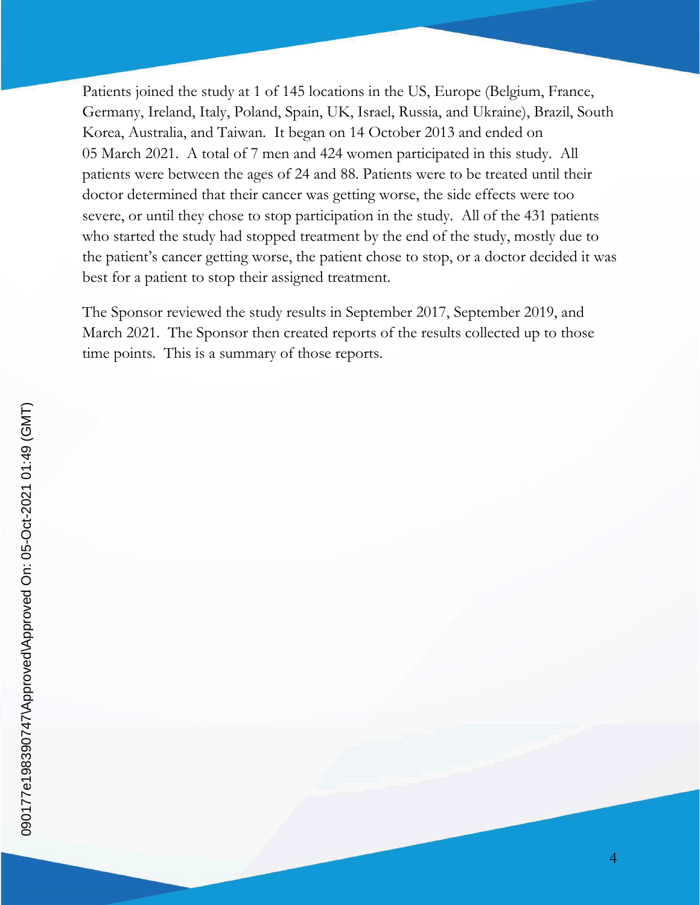Patients joined the study at 1 of 145 locations in the US, Europe (Belgium, France, Germany, Ireland, Italy, Poland, Spain, UK, Israel, Russia, and Ukraine), Brazil, South Korea, Australia, and Taiwan. It began on 14 October 2013 and ended on 05 March 2021. A total of 7 men and 424 women participated in this study. All patients were between the ages of 24 and 88. Patients were to be treated until their doctor determined that their cancer was getting worse, the side effects were too severe, or until they chose to stop participation in the study. All of the 431 patients who started the study had stopped treatment by the end of the study, mostly due to the patient's cancer getting worse, the patient chose to stop, or a doctor decided it was best for a patient to stop their assigned treatment.

The Sponsor reviewed the study results in September 2017, September 2019, and March 2021. The Sponsor then created reports of the results collected up to those time points. This is a summary of those reports.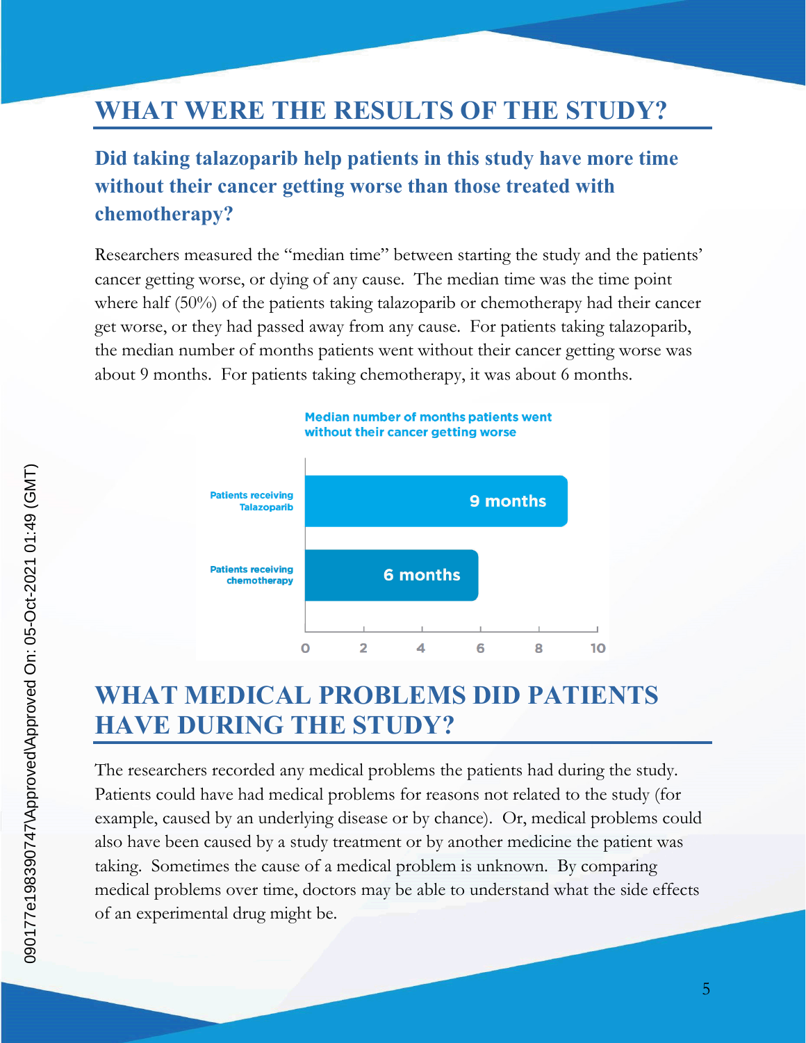# WHAT WERE THE RESULTS OF THE STUDY?

## Did taking talazoparib help patients in this study have more time without their cancer getting worse than those treated with chemotherapy?

Researchers measured the "median time" between starting the study and the patients' cancer getting worse, or dying of any cause. The median time was the time point where half (50%) of the patients taking talazoparib or chemotherapy had their cancer get worse, or they had passed away from any cause. For patients taking talazoparib, the median number of months patients went without their cancer getting worse was about 9 months. For patients taking chemotherapy, it was about 6 months.

**Median number of months patients went without their cancer getting worse**

| Group | Median months |
| --- | --- |
| Patients receiving Talazoparib | 9 months |
| Patients receiving chemotherapy | 6 months |

# WHAT MEDICAL PROBLEMS DID PATIENTS HAVE DURING THE STUDY?

The researchers recorded any medical problems the patients had during the study. Patients could have had medical problems for reasons not related to the study (for example, caused by an underlying disease or by chance). Or, medical problems could also have been caused by a study treatment or by another medicine the patient was taking. Sometimes the cause of a medical problem is unknown. By comparing medical problems over time, doctors may be able to understand what the side effects of an experimental drug might be.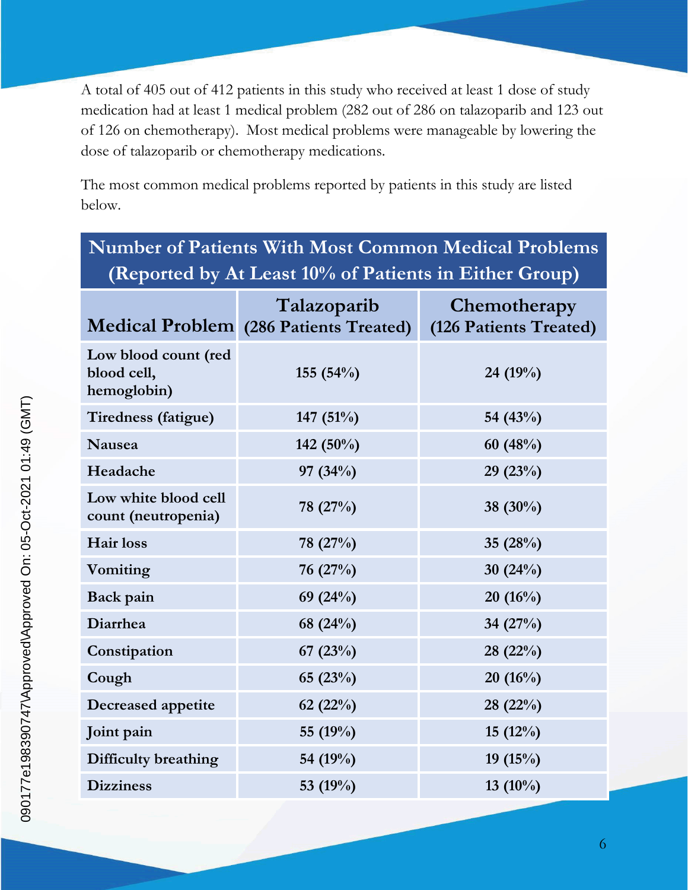A total of 405 out of 412 patients in this study who received at least 1 dose of study medication had at least 1 medical problem (282 out of 286 on talazoparib and 123 out of 126 on chemotherapy). Most medical problems were manageable by lowering the dose of talazoparib or chemotherapy medications.

The most common medical problems reported by patients in this study are listed below.

**Number of Patients With Most Common Medical Problems (Reported by At Least 10% of Patients in Either Group)**

| Medical Problem | Talazoparib (286 Patients Treated) | Chemotherapy (126 Patients Treated) |
|---|---|---|
| Low blood count (red blood cell, hemoglobin) | 155 (54%) | 24 (19%) |
| Tiredness (fatigue) | 147 (51%) | 54 (43%) |
| Nausea | 142 (50%) | 60 (48%) |
| Headache | 97 (34%) | 29 (23%) |
| Low white blood cell count (neutropenia) | 78 (27%) | 38 (30%) |
| Hair loss | 78 (27%) | 35 (28%) |
| Vomiting | 76 (27%) | 30 (24%) |
| Back pain | 69 (24%) | 20 (16%) |
| Diarrhea | 68 (24%) | 34 (27%) |
| Constipation | 67 (23%) | 28 (22%) |
| Cough | 65 (23%) | 20 (16%) |
| Decreased appetite | 62 (22%) | 28 (22%) |
| Joint pain | 55 (19%) | 15 (12%) |
| Difficulty breathing | 54 (19%) | 19 (15%) |
| Dizziness | 53 (19%) | 13 (10%) |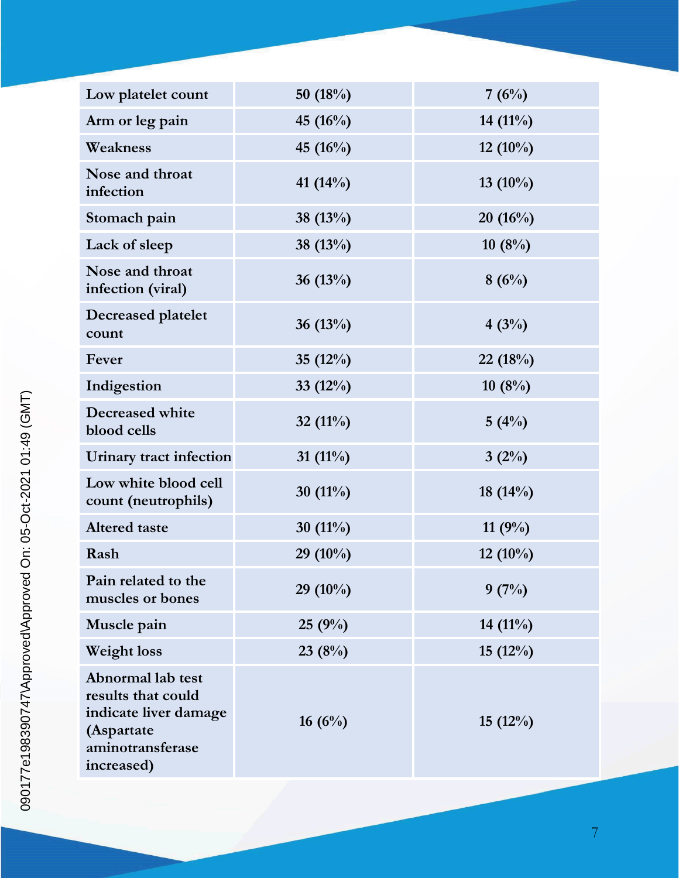| | | |
|---|---|---|
| Low platelet count | 50 (18%) | 7 (6%) |
| Arm or leg pain | 45 (16%) | 14 (11%) |
| Weakness | 45 (16%) | 12 (10%) |
| Nose and throat infection | 41 (14%) | 13 (10%) |
| Stomach pain | 38 (13%) | 20 (16%) |
| Lack of sleep | 38 (13%) | 10 (8%) |
| Nose and throat infection (viral) | 36 (13%) | 8 (6%) |
| Decreased platelet count | 36 (13%) | 4 (3%) |
| Fever | 35 (12%) | 22 (18%) |
| Indigestion | 33 (12%) | 10 (8%) |
| Decreased white blood cells | 32 (11%) | 5 (4%) |
| Urinary tract infection | 31 (11%) | 3 (2%) |
| Low white blood cell count (neutrophils) | 30 (11%) | 18 (14%) |
| Altered taste | 30 (11%) | 11 (9%) |
| Rash | 29 (10%) | 12 (10%) |
| Pain related to the muscles or bones | 29 (10%) | 9 (7%) |
| Muscle pain | 25 (9%) | 14 (11%) |
| Weight loss | 23 (8%) | 15 (12%) |
| Abnormal lab test results that could indicate liver damage (Aspartate aminotransferase increased) | 16 (6%) | 15 (12%) |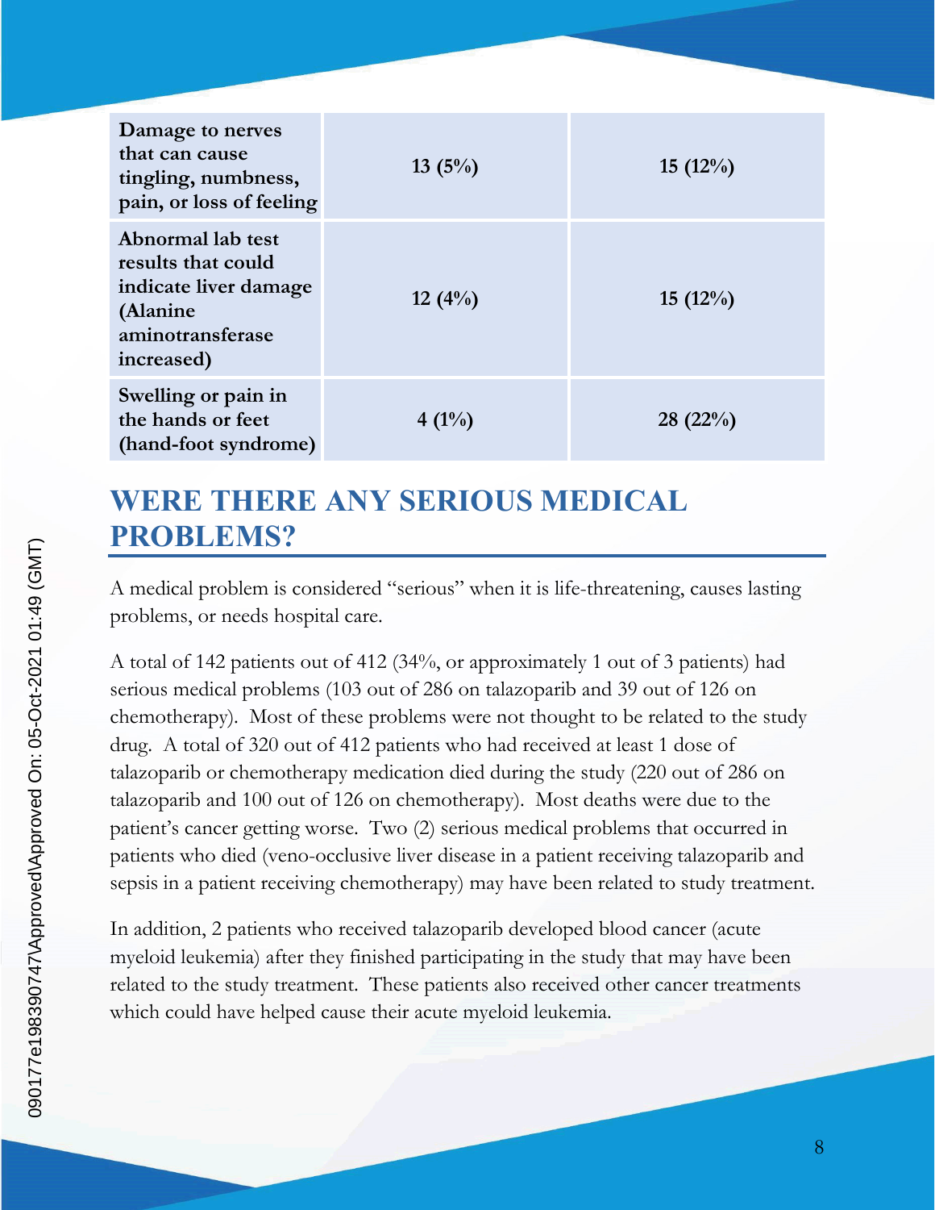| | | |
|---|---|---|
| **Damage to nerves that can cause tingling, numbness, pain, or loss of feeling** | **13 (5%)** | **15 (12%)** |
| **Abnormal lab test results that could indicate liver damage (Alanine aminotransferase increased)** | **12 (4%)** | **15 (12%)** |
| **Swelling or pain in the hands or feet (hand-foot syndrome)** | **4 (1%)** | **28 (22%)** |

## WERE THERE ANY SERIOUS MEDICAL PROBLEMS?

A medical problem is considered "serious" when it is life-threatening, causes lasting problems, or needs hospital care.

A total of 142 patients out of 412 (34%, or approximately 1 out of 3 patients) had serious medical problems (103 out of 286 on talazoparib and 39 out of 126 on chemotherapy). Most of these problems were not thought to be related to the study drug. A total of 320 out of 412 patients who had received at least 1 dose of talazoparib or chemotherapy medication died during the study (220 out of 286 on talazoparib and 100 out of 126 on chemotherapy). Most deaths were due to the patient's cancer getting worse. Two (2) serious medical problems that occurred in patients who died (veno-occlusive liver disease in a patient receiving talazoparib and sepsis in a patient receiving chemotherapy) may have been related to study treatment.

In addition, 2 patients who received talazoparib developed blood cancer (acute myeloid leukemia) after they finished participating in the study that may have been related to the study treatment. These patients also received other cancer treatments which could have helped cause their acute myeloid leukemia.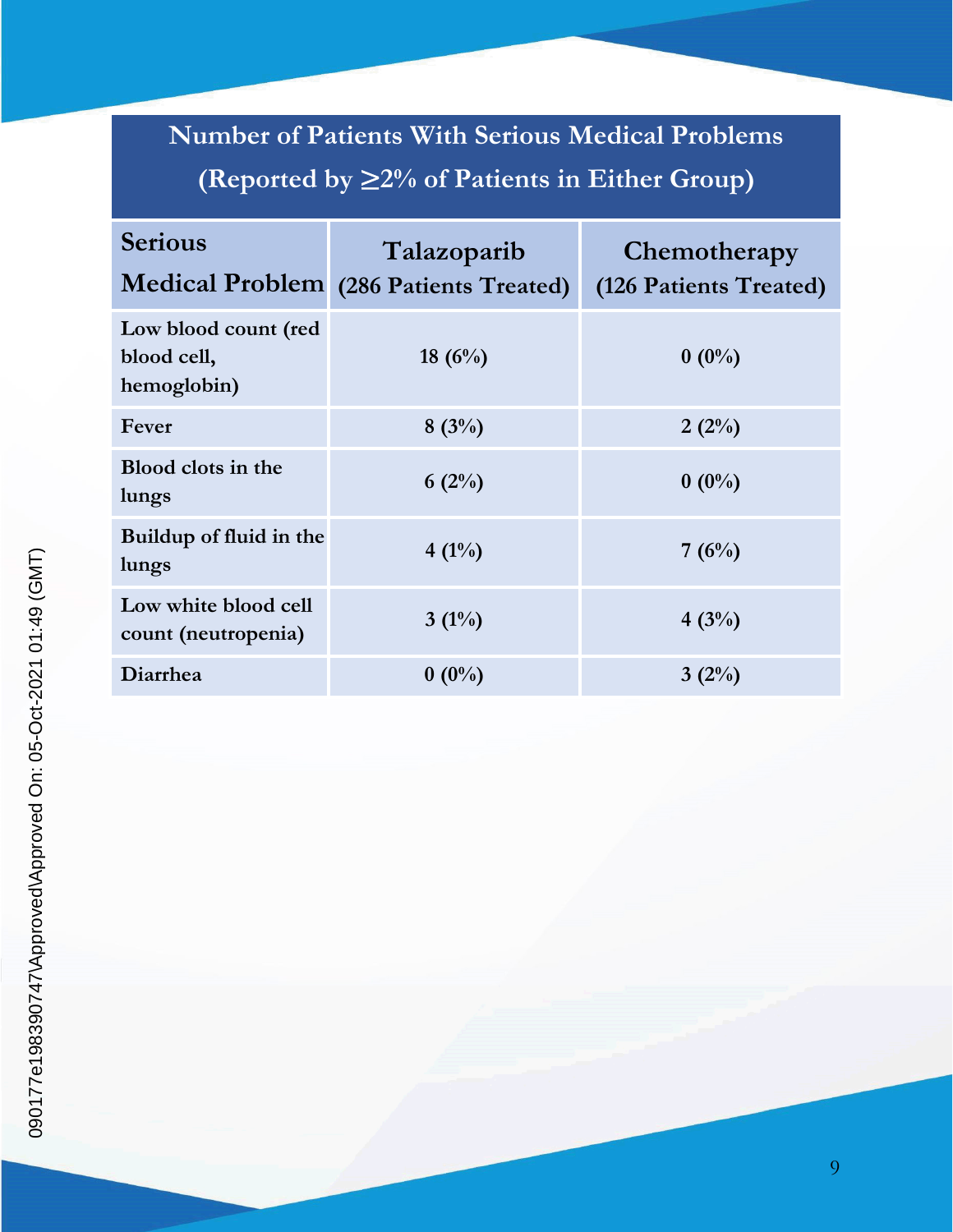## Number of Patients With Serious Medical Problems (Reported by ≥2% of Patients in Either Group)

| Serious Medical Problem | Talazoparib (286 Patients Treated) | Chemotherapy (126 Patients Treated) |
|---|---|---|
| Low blood count (red blood cell, hemoglobin) | 18 (6%) | 0 (0%) |
| Fever | 8 (3%) | 2 (2%) |
| Blood clots in the lungs | 6 (2%) | 0 (0%) |
| Buildup of fluid in the lungs | 4 (1%) | 7 (6%) |
| Low white blood cell count (neutropenia) | 3 (1%) | 4 (3%) |
| Diarrhea | 0 (0%) | 3 (2%) |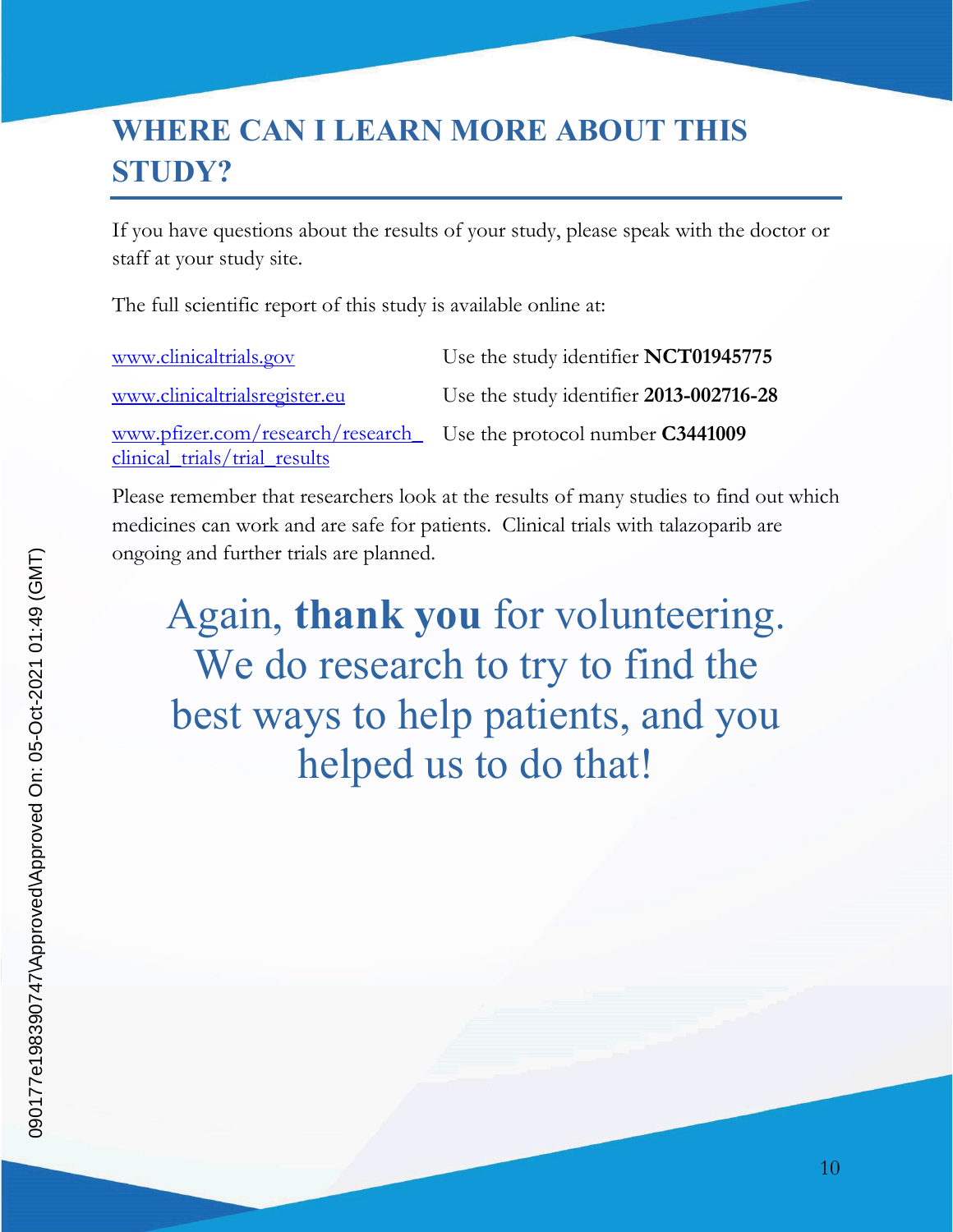## WHERE CAN I LEARN MORE ABOUT THIS STUDY?

If you have questions about the results of your study, please speak with the doctor or staff at your study site.

The full scientific report of this study is available online at:

| | |
|---|---|
| www.clinicaltrials.gov | Use the study identifier **NCT01945775** |
| www.clinicaltrialsregister.eu | Use the study identifier **2013-002716-28** |
| www.pfizer.com/research/research_clinical_trials/trial_results | Use the protocol number **C3441009** |

Please remember that researchers look at the results of many studies to find out which medicines can work and are safe for patients. Clinical trials with talazoparib are ongoing and further trials are planned.

Again, **thank you** for volunteering. We do research to try to find the best ways to help patients, and you helped us to do that!